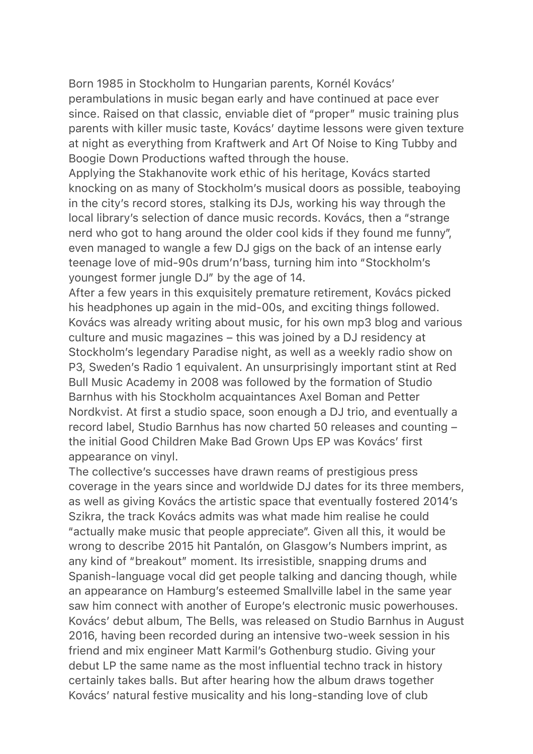Born 1985 in Stockholm to Hungarian parents, Kornél Kovács' perambulations in music began early and have continued at pace ever since. Raised on that classic, enviable diet of "proper" music training plus parents with killer music taste, Kovács' daytime lessons were given texture at night as everything from Kraftwerk and Art Of Noise to King Tubby and Boogie Down Productions wafted through the house.

Applying the Stakhanovite work ethic of his heritage, Kovács started knocking on as many of Stockholm's musical doors as possible, teaboying in the city's record stores, stalking its DJs, working his way through the local library's selection of dance music records. Kovács, then a "strange nerd who got to hang around the older cool kids if they found me funny", even managed to wangle a few DJ gigs on the back of an intense early teenage love of mid-90s drum'n'bass, turning him into "Stockholm's youngest former jungle DJ" by the age of 14.

After a few years in this exquisitely premature retirement, Kovács picked his headphones up again in the mid-00s, and exciting things followed. Kovács was already writing about music, for his own mp3 blog and various culture and music magazines – this was joined by a DJ residency at Stockholm's legendary Paradise night, as well as a weekly radio show on P3, Sweden's Radio 1 equivalent. An unsurprisingly important stint at Red Bull Music Academy in 2008 was followed by the formation of Studio Barnhus with his Stockholm acquaintances Axel Boman and Petter Nordkvist. At first a studio space, soon enough a DJ trio, and eventually a record label, Studio Barnhus has now charted 50 releases and counting – the initial Good Children Make Bad Grown Ups EP was Kovács' first appearance on vinyl.

The collective's successes have drawn reams of prestigious press coverage in the years since and worldwide DJ dates for its three members, as well as giving Kovács the artistic space that eventually fostered 2014's Szikra, the track Kovács admits was what made him realise he could "actually make music that people appreciate". Given all this, it would be wrong to describe 2015 hit Pantalón, on Glasgow's Numbers imprint, as any kind of "breakout" moment. Its irresistible, snapping drums and Spanish-language vocal did get people talking and dancing though, while an appearance on Hamburg's esteemed Smallville label in the same year saw him connect with another of Europe's electronic music powerhouses.

Kovács' debut album, The Bells, was released on Studio Barnhus in August 2016, having been recorded during an intensive two-week session in his friend and mix engineer Matt Karmil's Gothenburg studio. Giving your debut LP the same name as the most influential techno track in history certainly takes balls. But after hearing how the album draws together Kovács' natural festive musicality and his long-standing love of club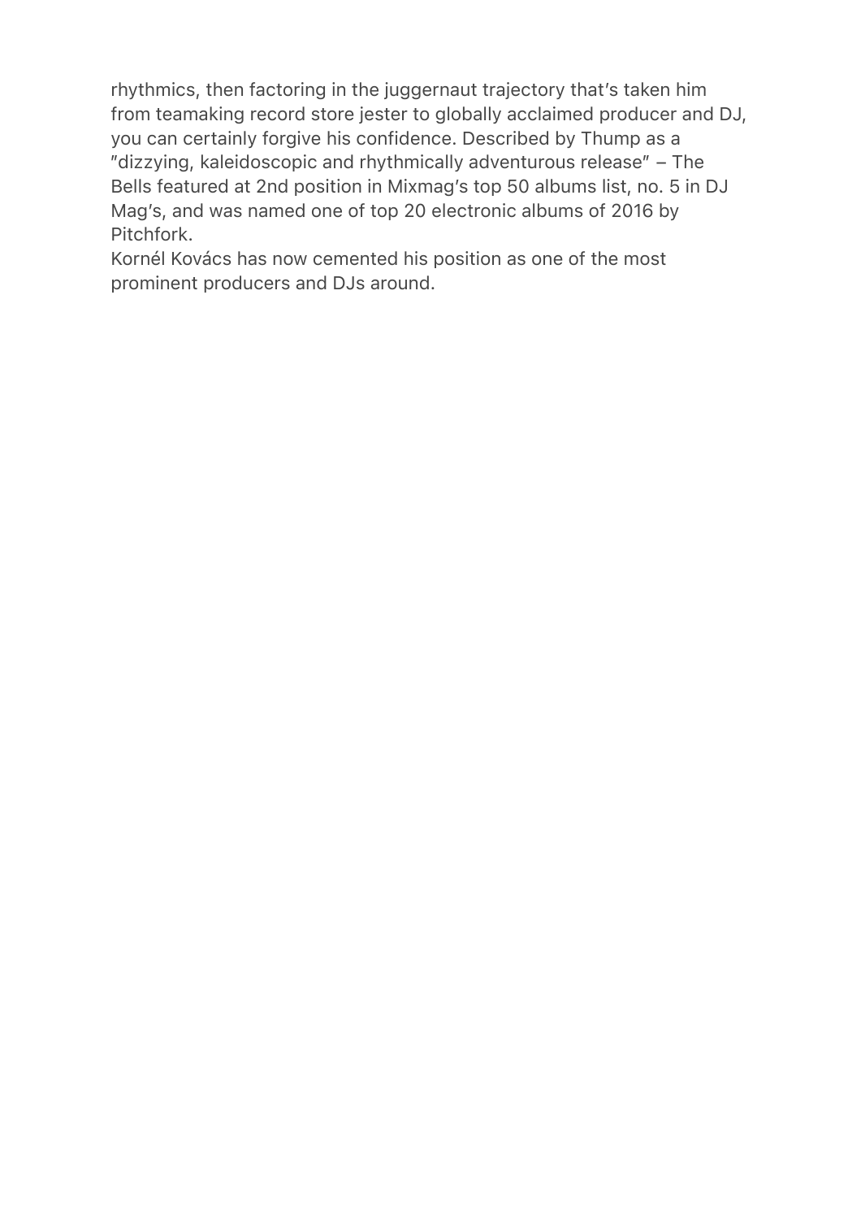rhythmics, then factoring in the juggernaut trajectory that's taken him from teamaking record store jester to globally acclaimed producer and DJ, you can certainly forgive his confidence. Described by Thump as a "dizzying, kaleidoscopic and rhythmically adventurous release" – The Bells featured at 2nd position in Mixmag's top 50 albums list, no. 5 in DJ Mag's, and was named one of top 20 electronic albums of 2016 by Pitchfork.

Kornél Kovács has now cemented his position as one of the most prominent producers and DJs around.